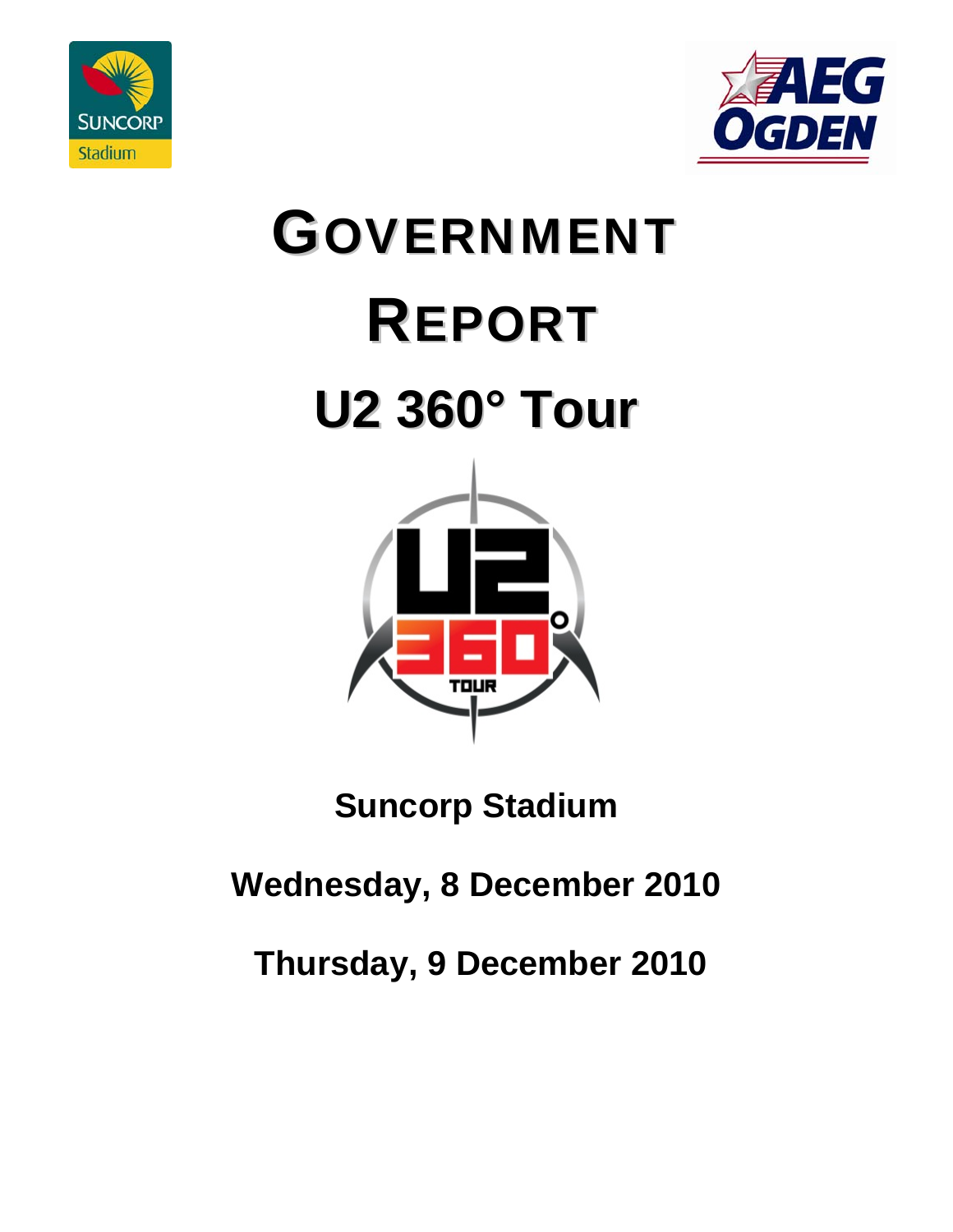# GOVERNMENT REPORT

# U2 360° Tour

**Suncorp Stadium**

**Wednesday, 8 December 2010**

**Thursday, 9 December 2010**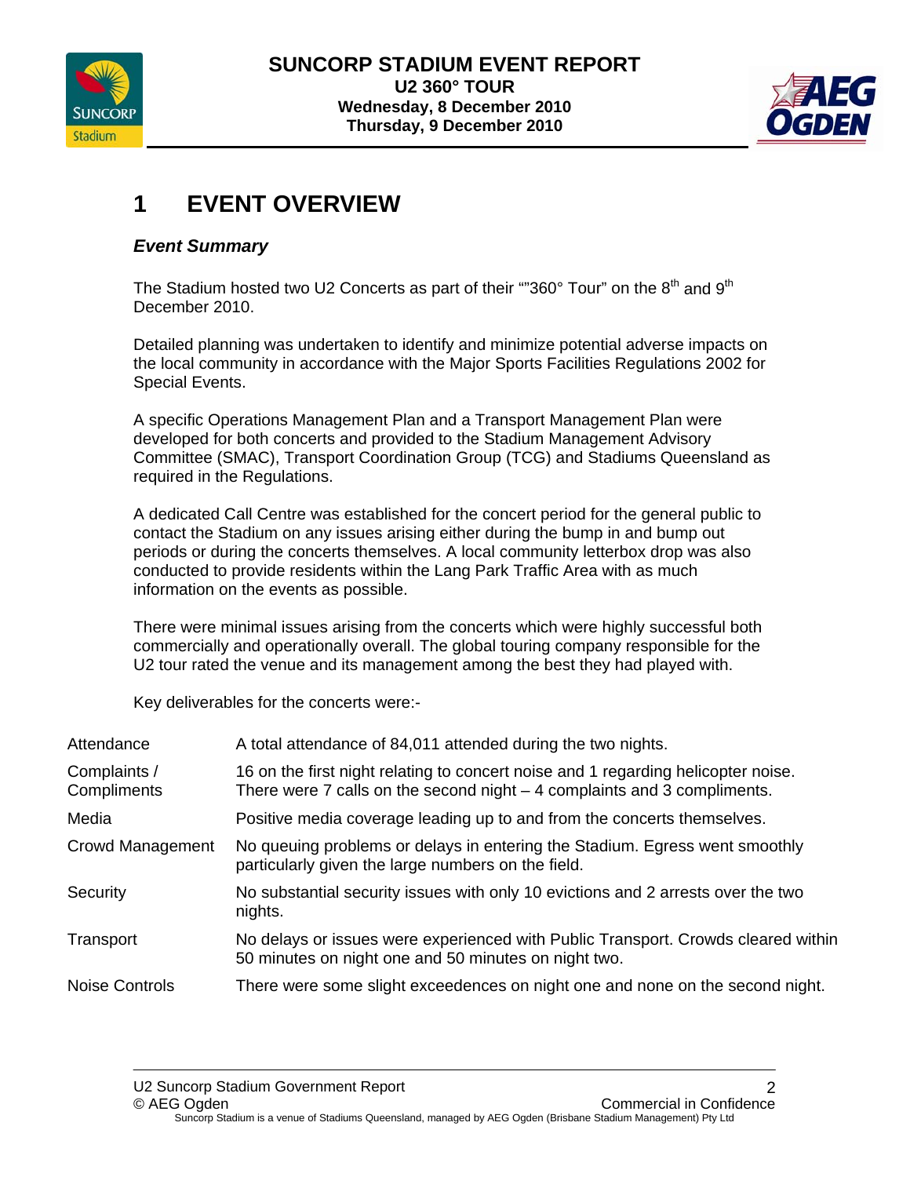# 1 EVENT OVERVIEW

### *Event Summary*

The Stadium hosted two U2 Concerts as part of their ""360° Tour" on the 8th and 9th December 2010.

Detailed planning was undertaken to identify and minimize potential adverse impacts on the local community in accordance with the Major Sports Facilities Regulations 2002 for Special Events.

A specific Operations Management Plan and a Transport Management Plan were developed for both concerts and provided to the Stadium Management Advisory Committee (SMAC), Transport Coordination Group (TCG) and Stadiums Queensland as required in the Regulations.

A dedicated Call Centre was established for the concert period for the general public to contact the Stadium on any issues arising either during the bump in and bump out periods or during the concerts themselves. A local community letterbox drop was also conducted to provide residents within the Lang Park Traffic Area with as much information on the events as possible.

There were minimal issues arising from the concerts which were highly successful both commercially and operationally overall. The global touring company responsible for the U2 tour rated the venue and its management among the best they had played with.

Key deliverables for the concerts were:-

| | |
|---|---|
| Attendance | A total attendance of 84,011 attended during the two nights. |
| Complaints / Compliments | 16 on the first night relating to concert noise and 1 regarding helicopter noise. There were 7 calls on the second night – 4 complaints and 3 compliments. |
| Media | Positive media coverage leading up to and from the concerts themselves. |
| Crowd Management | No queuing problems or delays in entering the Stadium. Egress went smoothly particularly given the large numbers on the field. |
| Security | No substantial security issues with only 10 evictions and 2 arrests over the two nights. |
| Transport | No delays or issues were experienced with Public Transport. Crowds cleared within 50 minutes on night one and 50 minutes on night two. |
| Noise Controls | There were some slight exceedences on night one and none on the second night. |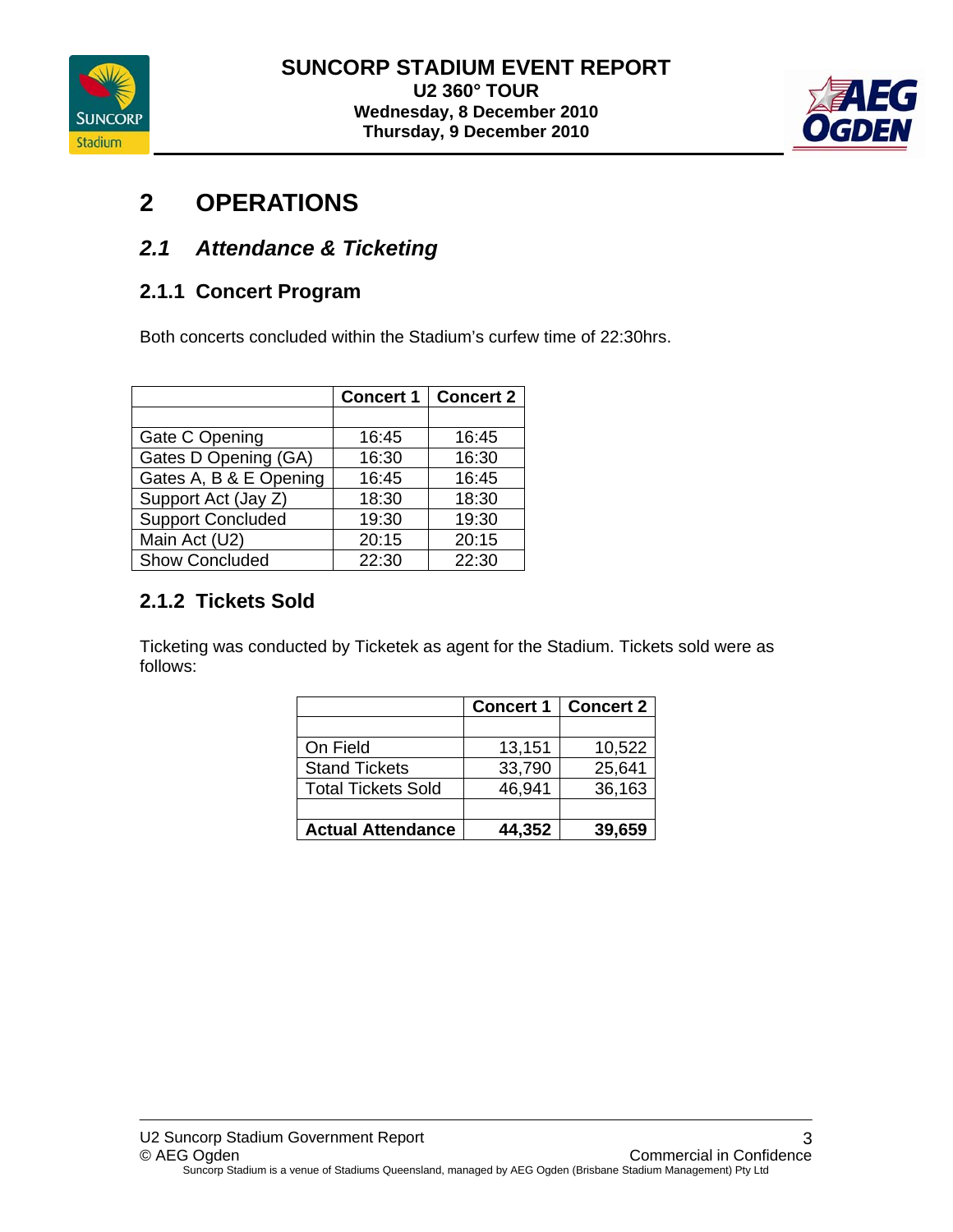# 2 OPERATIONS

## *2.1 Attendance & Ticketing*

### 2.1.1 Concert Program

Both concerts concluded within the Stadium's curfew time of 22:30hrs.

| | Concert 1 | Concert 2 |
|---|---|---|
| | | |
| Gate C Opening | 16:45 | 16:45 |
| Gates D Opening (GA) | 16:30 | 16:30 |
| Gates A, B & E Opening | 16:45 | 16:45 |
| Support Act (Jay Z) | 18:30 | 18:30 |
| Support Concluded | 19:30 | 19:30 |
| Main Act (U2) | 20:15 | 20:15 |
| Show Concluded | 22:30 | 22:30 |

### 2.1.2 Tickets Sold

Ticketing was conducted by Ticketek as agent for the Stadium. Tickets sold were as follows:

| | Concert 1 | Concert 2 |
|---|---|---|
| | | |
| On Field | 13,151 | 10,522 |
| Stand Tickets | 33,790 | 25,641 |
| Total Tickets Sold | 46,941 | 36,163 |
| | | |
| **Actual Attendance** | **44,352** | **39,659** |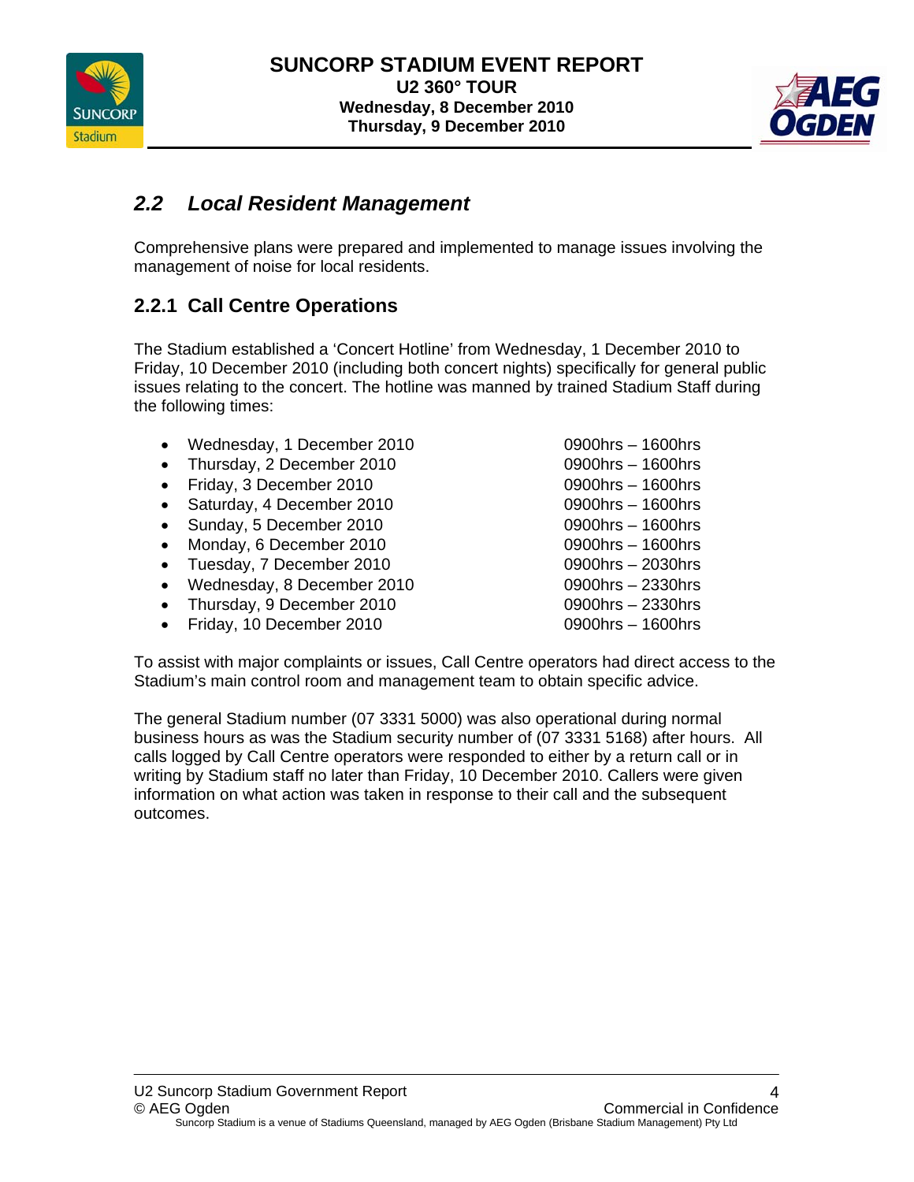## 2.2 *Local Resident Management*

Comprehensive plans were prepared and implemented to manage issues involving the management of noise for local residents.

### 2.2.1 Call Centre Operations

The Stadium established a 'Concert Hotline' from Wednesday, 1 December 2010 to Friday, 10 December 2010 (including both concert nights) specifically for general public issues relating to the concert. The hotline was manned by trained Stadium Staff during the following times:

- Wednesday, 1 December 2010 — 0900hrs – 1600hrs
- Thursday, 2 December 2010 — 0900hrs – 1600hrs
- Friday, 3 December 2010 — 0900hrs – 1600hrs
- Saturday, 4 December 2010 — 0900hrs – 1600hrs
- Sunday, 5 December 2010 — 0900hrs – 1600hrs
- Monday, 6 December 2010 — 0900hrs – 1600hrs
- Tuesday, 7 December 2010 — 0900hrs – 2030hrs
- Wednesday, 8 December 2010 — 0900hrs – 2330hrs
- Thursday, 9 December 2010 — 0900hrs – 2330hrs
- Friday, 10 December 2010 — 0900hrs – 1600hrs

To assist with major complaints or issues, Call Centre operators had direct access to the Stadium's main control room and management team to obtain specific advice.

The general Stadium number (07 3331 5000) was also operational during normal business hours as was the Stadium security number of (07 3331 5168) after hours. All calls logged by Call Centre operators were responded to either by a return call or in writing by Stadium staff no later than Friday, 10 December 2010. Callers were given information on what action was taken in response to their call and the subsequent outcomes.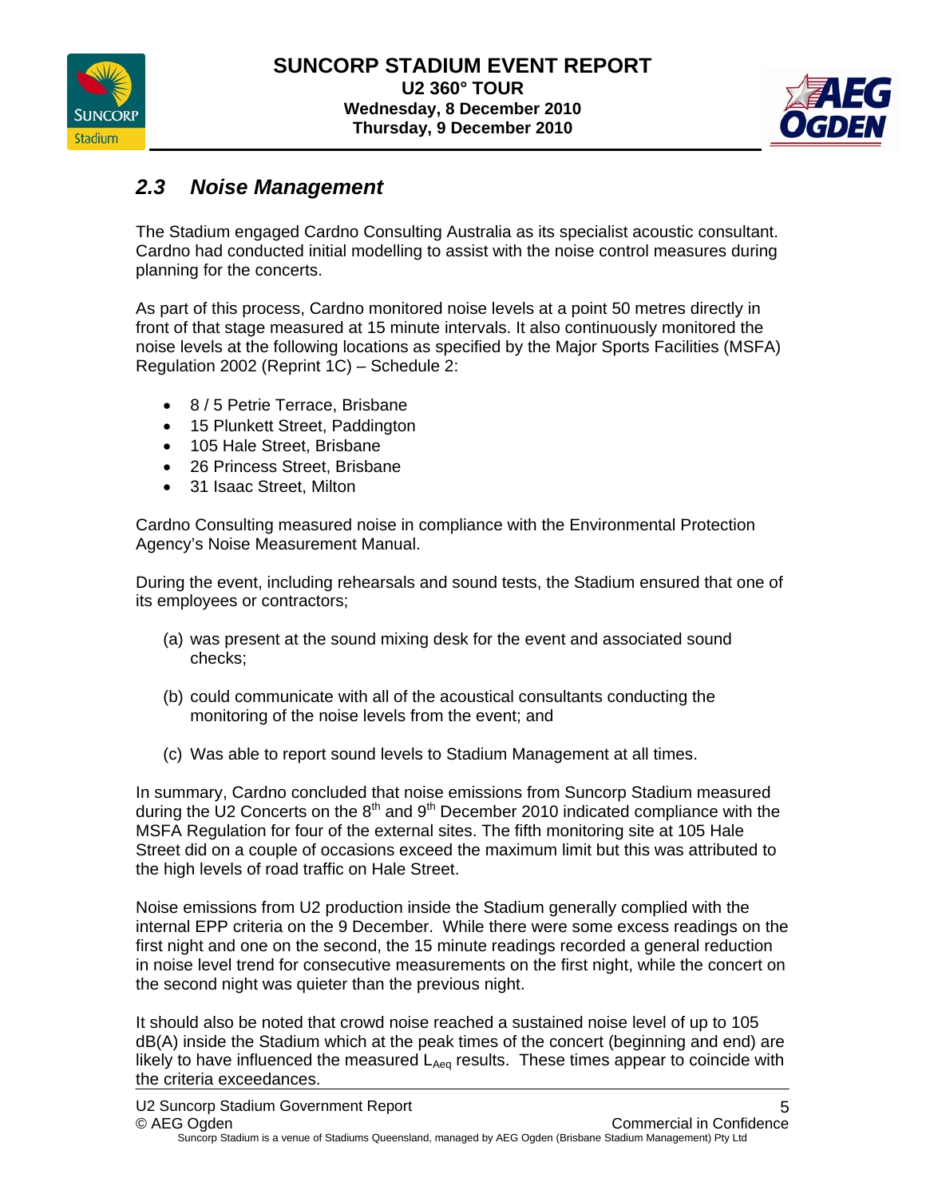## 2.3 Noise Management

The Stadium engaged Cardno Consulting Australia as its specialist acoustic consultant. Cardno had conducted initial modelling to assist with the noise control measures during planning for the concerts.

As part of this process, Cardno monitored noise levels at a point 50 metres directly in front of that stage measured at 15 minute intervals. It also continuously monitored the noise levels at the following locations as specified by the Major Sports Facilities (MSFA) Regulation 2002 (Reprint 1C) – Schedule 2:

- 8 / 5 Petrie Terrace, Brisbane
- 15 Plunkett Street, Paddington
- 105 Hale Street, Brisbane
- 26 Princess Street, Brisbane
- 31 Isaac Street, Milton

Cardno Consulting measured noise in compliance with the Environmental Protection Agency's Noise Measurement Manual.

During the event, including rehearsals and sound tests, the Stadium ensured that one of its employees or contractors;

(a) was present at the sound mixing desk for the event and associated sound checks;

(b) could communicate with all of the acoustical consultants conducting the monitoring of the noise levels from the event; and

(c) Was able to report sound levels to Stadium Management at all times.

In summary, Cardno concluded that noise emissions from Suncorp Stadium measured during the U2 Concerts on the 8th and 9th December 2010 indicated compliance with the MSFA Regulation for four of the external sites. The fifth monitoring site at 105 Hale Street did on a couple of occasions exceed the maximum limit but this was attributed to the high levels of road traffic on Hale Street.

Noise emissions from U2 production inside the Stadium generally complied with the internal EPP criteria on the 9 December. While there were some excess readings on the first night and one on the second, the 15 minute readings recorded a general reduction in noise level trend for consecutive measurements on the first night, while the concert on the second night was quieter than the previous night.

It should also be noted that crowd noise reached a sustained noise level of up to 105 dB(A) inside the Stadium which at the peak times of the concert (beginning and end) are likely to have influenced the measured $L_{Aeq}$ results. These times appear to coincide with the criteria exceedances.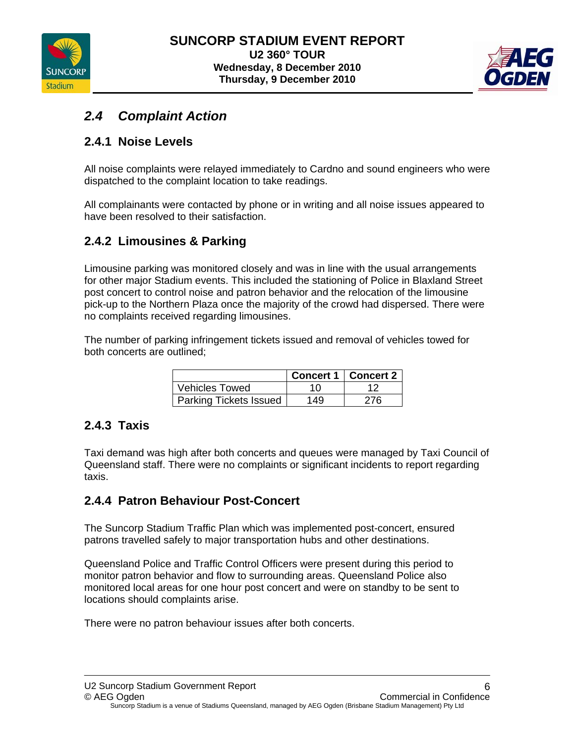## 2.4 *Complaint Action*

### 2.4.1 Noise Levels

All noise complaints were relayed immediately to Cardno and sound engineers who were dispatched to the complaint location to take readings.

All complainants were contacted by phone or in writing and all noise issues appeared to have been resolved to their satisfaction.

### 2.4.2 Limousines & Parking

Limousine parking was monitored closely and was in line with the usual arrangements for other major Stadium events. This included the stationing of Police in Blaxland Street post concert to control noise and patron behavior and the relocation of the limousine pick-up to the Northern Plaza once the majority of the crowd had dispersed. There were no complaints received regarding limousines.

The number of parking infringement tickets issued and removal of vehicles towed for both concerts are outlined;

| | Concert 1 | Concert 2 |
|---|---|---|
| Vehicles Towed | 10 | 12 |
| Parking Tickets Issued | 149 | 276 |

### 2.4.3 Taxis

Taxi demand was high after both concerts and queues were managed by Taxi Council of Queensland staff. There were no complaints or significant incidents to report regarding taxis.

### 2.4.4 Patron Behaviour Post-Concert

The Suncorp Stadium Traffic Plan which was implemented post-concert, ensured patrons travelled safely to major transportation hubs and other destinations.

Queensland Police and Traffic Control Officers were present during this period to monitor patron behavior and flow to surrounding areas. Queensland Police also monitored local areas for one hour post concert and were on standby to be sent to locations should complaints arise.

There were no patron behaviour issues after both concerts.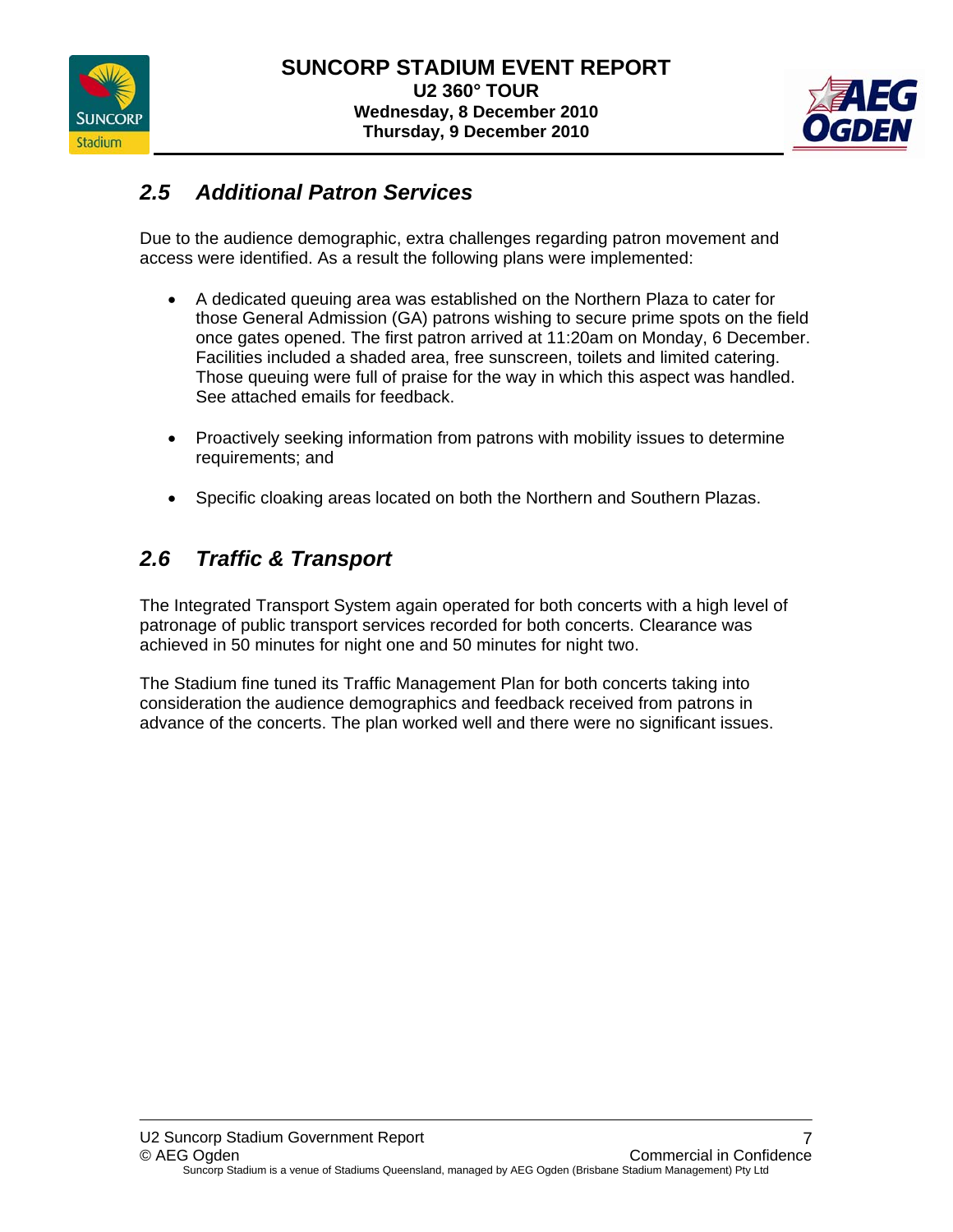## 2.5 *Additional Patron Services*

Due to the audience demographic, extra challenges regarding patron movement and access were identified. As a result the following plans were implemented:

- A dedicated queuing area was established on the Northern Plaza to cater for those General Admission (GA) patrons wishing to secure prime spots on the field once gates opened. The first patron arrived at 11:20am on Monday, 6 December. Facilities included a shaded area, free sunscreen, toilets and limited catering. Those queuing were full of praise for the way in which this aspect was handled. See attached emails for feedback.

- Proactively seeking information from patrons with mobility issues to determine requirements; and

- Specific cloaking areas located on both the Northern and Southern Plazas.

## 2.6 *Traffic & Transport*

The Integrated Transport System again operated for both concerts with a high level of patronage of public transport services recorded for both concerts. Clearance was achieved in 50 minutes for night one and 50 minutes for night two.

The Stadium fine tuned its Traffic Management Plan for both concerts taking into consideration the audience demographics and feedback received from patrons in advance of the concerts. The plan worked well and there were no significant issues.